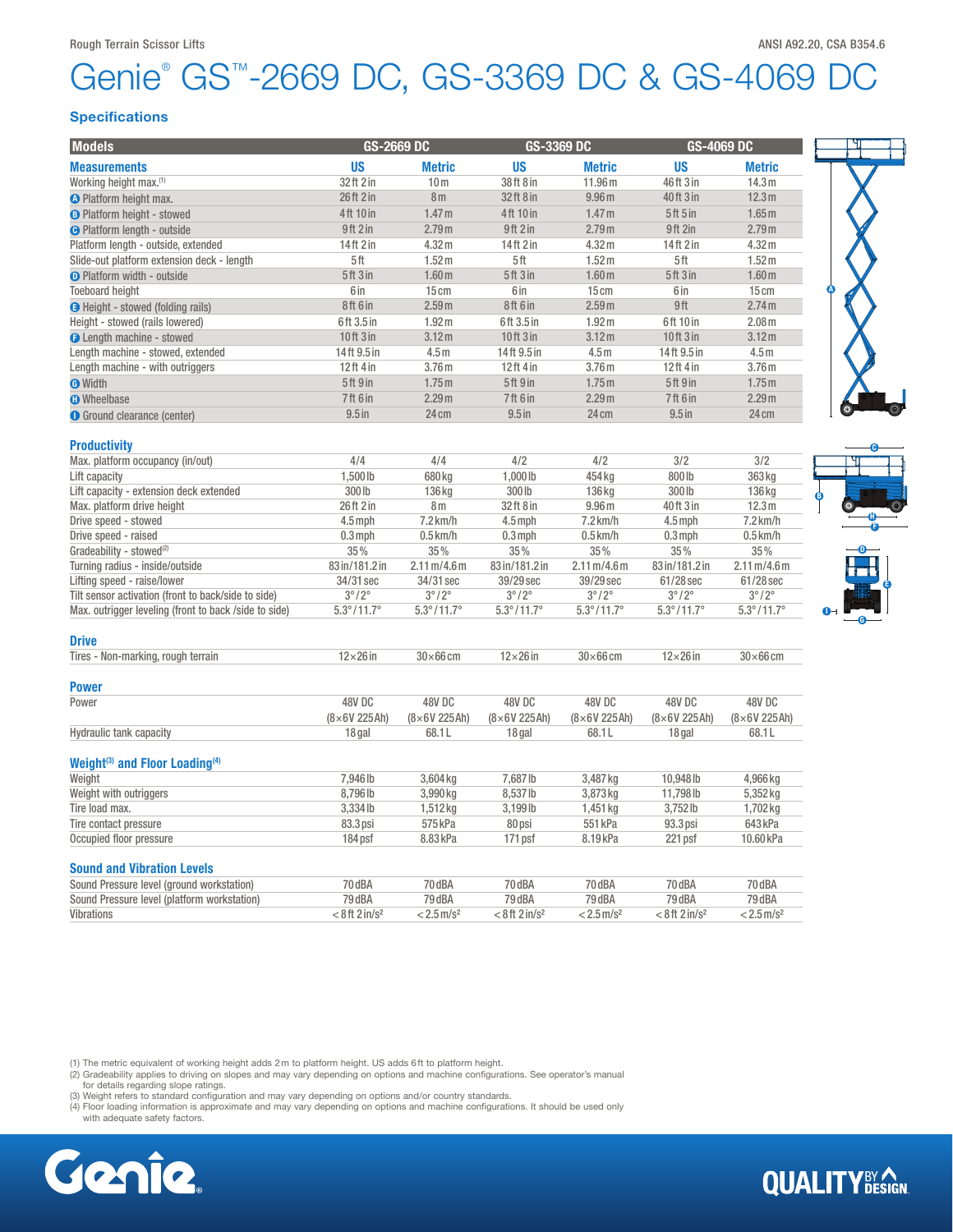Rough Terrain Scissor Lifts

ANSI A92.20, CSA B354.6

# Genie® GS™-2669 DC, GS-3369 DC & GS-4069 DC

## Specifications

| Models | GS-2669 DC | | GS-3369 DC | | GS-4069 DC | |
|---|---|---|---|---|---|---|
| **Measurements** | **US** | **Metric** | **US** | **Metric** | **US** | **Metric** |
| Working height max.(1) | 32 ft 2 in | 10 m | 38 ft 8 in | 11.96 m | 46 ft 3 in | 14.3 m |
| A Platform height max. | 26 ft 2 in | 8 m | 32 ft 8 in | 9.96 m | 40 ft 3 in | 12.3 m |
| B Platform height - stowed | 4 ft 10 in | 1.47 m | 4 ft 10 in | 1.47 m | 5 ft 5 in | 1.65 m |
| C Platform length - outside | 9 ft 2 in | 2.79 m | 9 ft 2 in | 2.79 m | 9 ft 2in | 2.79 m |
| Platform length - outside, extended | 14 ft 2 in | 4.32 m | 14 ft 2 in | 4.32 m | 14 ft 2 in | 4.32 m |
| Slide-out platform extension deck - length | 5 ft | 1.52 m | 5 ft | 1.52 m | 5 ft | 1.52 m |
| D Platform width - outside | 5 ft 3 in | 1.60 m | 5 ft 3 in | 1.60 m | 5 ft 3 in | 1.60 m |
| Toeboard height | 6 in | 15 cm | 6 in | 15 cm | 6 in | 15 cm |
| E Height - stowed (folding rails) | 8 ft 6 in | 2.59 m | 8 ft 6 in | 2.59 m | 9 ft | 2.74 m |
| Height - stowed (rails lowered) | 6 ft 3.5 in | 1.92 m | 6 ft 3.5 in | 1.92 m | 6 ft 10 in | 2.08 m |
| F Length machine - stowed | 10 ft 3 in | 3.12 m | 10 ft 3 in | 3.12 m | 10 ft 3 in | 3.12 m |
| Length machine - stowed, extended | 14 ft 9.5 in | 4.5 m | 14 ft 9.5 in | 4.5 m | 14 ft 9.5 in | 4.5 m |
| Length machine - with outriggers | 12 ft 4 in | 3.76 m | 12 ft 4 in | 3.76 m | 12 ft 4 in | 3.76 m |
| G Width | 5 ft 9 in | 1.75 m | 5 ft 9 in | 1.75 m | 5 ft 9 in | 1.75 m |
| H Wheelbase | 7 ft 6 in | 2.29 m | 7 ft 6 in | 2.29 m | 7 ft 6 in | 2.29 m |
| I Ground clearance (center) | 9.5 in | 24 cm | 9.5 in | 24 cm | 9.5 in | 24 cm |

### Productivity

| | | | | | | |
|---|---|---|---|---|---|---|
| Max. platform occupancy (in/out) | 4/4 | 4/4 | 4/2 | 4/2 | 3/2 | 3/2 |
| Lift capacity | 1,500 lb | 680 kg | 1,000 lb | 454 kg | 800 lb | 363 kg |
| Lift capacity - extension deck extended | 300 lb | 136 kg | 300 lb | 136 kg | 300 lb | 136 kg |
| Max. platform drive height | 26 ft 2 in | 8 m | 32 ft 8 in | 9.96 m | 40 ft 3 in | 12.3 m |
| Drive speed - stowed | 4.5 mph | 7.2 km/h | 4.5 mph | 7.2 km/h | 4.5 mph | 7.2 km/h |
| Drive speed - raised | 0.3 mph | 0.5 km/h | 0.3 mph | 0.5 km/h | 0.3 mph | 0.5 km/h |
| Gradeability - stowed(2) | 35% | 35% | 35% | 35% | 35% | 35% |
| Turning radius - inside/outside | 83 in/181.2 in | 2.11 m/4.6 m | 83 in/181.2 in | 2.11 m/4.6 m | 83 in/181.2 in | 2.11 m/4.6 m |
| Lifting speed - raise/lower | 34/31 sec | 34/31 sec | 39/29 sec | 39/29 sec | 61/28 sec | 61/28 sec |
| Tilt sensor activation (front to back/side to side) | 3°/2° | 3°/2° | 3°/2° | 3°/2° | 3°/2° | 3°/2° |
| Max. outrigger leveling (front to back /side to side) | 5.3°/11.7° | 5.3°/11.7° | 5.3°/11.7° | 5.3°/11.7° | 5.3°/11.7° | 5.3°/11.7° |

### Drive

| | | | | | | |
|---|---|---|---|---|---|---|
| Tires - Non-marking, rough terrain | 12×26 in | 30×66 cm | 12×26 in | 30×66 cm | 12×26 in | 30×66 cm |

### Power

| | | | | | | |
|---|---|---|---|---|---|---|
| Power | 48V DC (8×6V 225 Ah) | 48V DC (8×6V 225 Ah) | 48V DC (8×6V 225 Ah) | 48V DC (8×6V 225 Ah) | 48V DC (8×6V 225 Ah) | 48V DC (8×6V 225 Ah) |
| Hydraulic tank capacity | 18 gal | 68.1 L | 18 gal | 68.1 L | 18 gal | 68.1 L |

### Weight(3) and Floor Loading(4)

| | | | | | | |
|---|---|---|---|---|---|---|
| Weight | 7,946 lb | 3,604 kg | 7,687 lb | 3,487 kg | 10,948 lb | 4,966 kg |
| Weight with outriggers | 8,796 lb | 3,990 kg | 8,537 lb | 3,873 kg | 11,798 lb | 5,352 kg |
| Tire load max. | 3,334 lb | 1,512 kg | 3,199 lb | 1,451 kg | 3,752 lb | 1,702 kg |
| Tire contact pressure | 83.3 psi | 575 kPa | 80 psi | 551 kPa | 93.3 psi | 643 kPa |
| Occupied floor pressure | 184 psf | 8.83 kPa | 171 psf | 8.19 kPa | 221 psf | 10.60 kPa |

### Sound and Vibration Levels

| | | | | | | |
|---|---|---|---|---|---|---|
| Sound Pressure level (ground workstation) | 70 dBA | 70 dBA | 70 dBA | 70 dBA | 70 dBA | 70 dBA |
| Sound Pressure level (platform workstation) | 79 dBA | 79 dBA | 79 dBA | 79 dBA | 79 dBA | 79 dBA |
| Vibrations | < 8 ft 2 in/s² | < 2.5 m/s² | < 8 ft 2 in/s² | < 2.5 m/s² | < 8 ft 2 in/s² | < 2.5 m/s² |

(1) The metric equivalent of working height adds 2 m to platform height. US adds 6 ft to platform height.
(2) Gradeability applies to driving on slopes and may vary depending on options and machine configurations. See operator's manual for details regarding slope ratings.
(3) Weight refers to standard configuration and may vary depending on options and/or country standards.
(4) Floor loading information is approximate and may vary depending on options and machine configurations. It should be used only with adequate safety factors.

Genie®

QUALITY BY DESIGN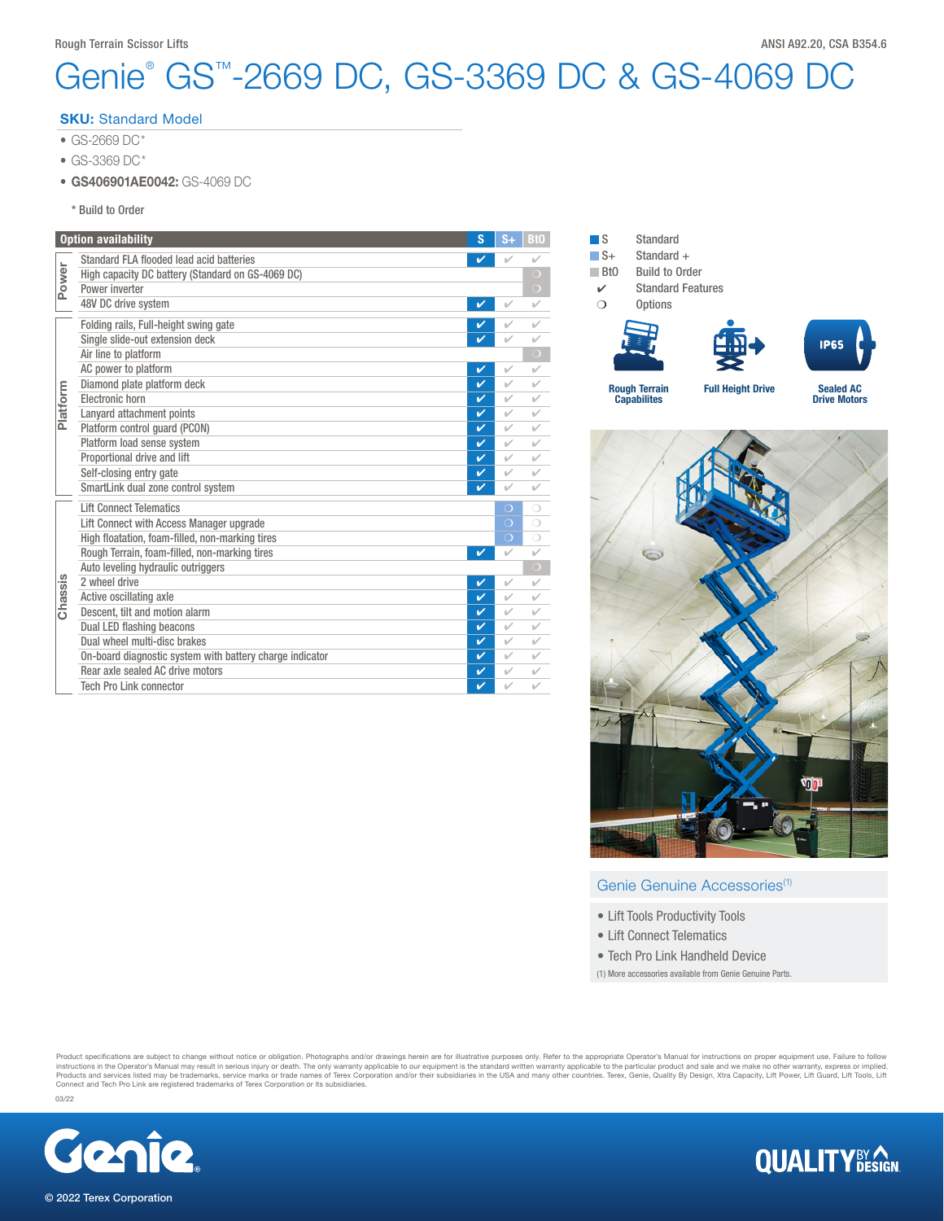# Genie® GS™-2669 DC, GS-3369 DC & GS-4069 DC

Rough Terrain Scissor Lifts

ANSI A92.20, CSA B354.6

**SKU:** Standard Model

- GS-2669 DC*
- GS-3369 DC*
- **GS406901AE0042:** GS-4069 DC

\* Build to Order

| | Option availability | S | S+ | BtO |
|---|---|---|---|---|
| Power | Standard FLA flooded lead acid batteries | ✔ | ✔ | ✔ |
| | High capacity DC battery (Standard on GS-4069 DC) | | | ❍ |
| | Power inverter | | | ❍ |
| | 48V DC drive system | ✔ | ✔ | ✔ |
| Platform | Folding rails, Full-height swing gate | ✔ | ✔ | ✔ |
| | Single slide-out extension deck | ✔ | ✔ | ✔ |
| | Air line to platform | | | ❍ |
| | AC power to platform | ✔ | ✔ | ✔ |
| | Diamond plate platform deck | ✔ | ✔ | ✔ |
| | Electronic horn | ✔ | ✔ | ✔ |
| | Lanyard attachment points | ✔ | ✔ | ✔ |
| | Platform control guard (PCON) | ✔ | ✔ | ✔ |
| | Platform load sense system | ✔ | ✔ | ✔ |
| | Proportional drive and lift | ✔ | ✔ | ✔ |
| | Self-closing entry gate | ✔ | ✔ | ✔ |
| | SmartLink dual zone control system | ✔ | ✔ | ✔ |
| Chassis | Lift Connect Telematics | | ❍ | ❍ |
| | Lift Connect with Access Manager upgrade | | ❍ | ❍ |
| | High floatation, foam-filled, non-marking tires | | ❍ | ❍ |
| | Rough Terrain, foam-filled, non-marking tires | ✔ | ✔ | ✔ |
| | Auto leveling hydraulic outriggers | | | ❍ |
| | 2 wheel drive | ✔ | ✔ | ✔ |
| | Active oscillating axle | ✔ | ✔ | ✔ |
| | Descent, tilt and motion alarm | ✔ | ✔ | ✔ |
| | Dual LED flashing beacons | ✔ | ✔ | ✔ |
| | Dual wheel multi-disc brakes | ✔ | ✔ | ✔ |
| | On-board diagnostic system with battery charge indicator | ✔ | ✔ | ✔ |
| | Rear axle sealed AC drive motors | ✔ | ✔ | ✔ |
| | Tech Pro Link connector | ✔ | ✔ | ✔ |

- S — Standard
- S+ — Standard +
- BtO — Build to Order
- ✔ — Standard Features
- ❍ — Options

Rough Terrain Capabilites

Full Height Drive

IP65

Sealed AC Drive Motors

## Genie Genuine Accessories[1]

- Lift Tools Productivity Tools
- Lift Connect Telematics
- Tech Pro Link Handheld Device

(1) More accessories available from Genie Genuine Parts.

Product specifications are subject to change without notice or obligation. Photographs and/or drawings herein are for illustrative purposes only. Refer to the appropriate Operator's Manual for instructions on proper equipment use. Failure to follow instructions in the Operator's Manual may result in serious injury or death. The only warranty applicable to our equipment is the standard written warranty applicable to the particular product and sale and we make no other warranty, express or implied. Products and services listed may be trademarks, service marks or trade names of Terex Corporation and/or their subsidiaries in the USA and many other countries. Terex, Genie, Quality By Design, Xtra Capacity, Lift Power, Lift Guard, Lift Tools, Lift Connect and Tech Pro Link are registered trademarks of Terex Corporation or its subsidiaries.

03/22

Genie®

© 2022 Terex Corporation

QUALITY BY DESIGN.